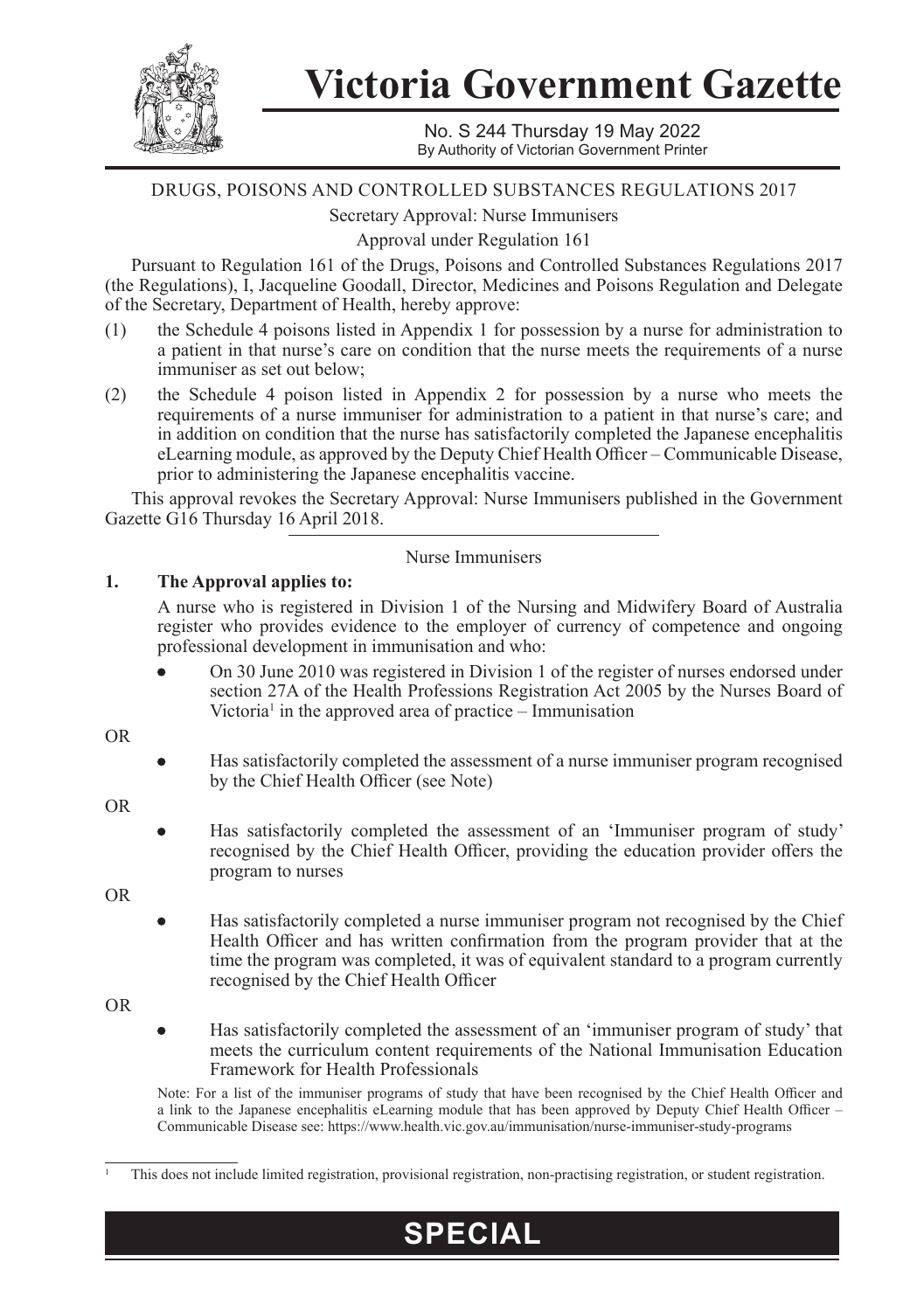# Victoria Government Gazette

No. S 244 Thursday 19 May 2022
By Authority of Victorian Government Printer

DRUGS, POISONS AND CONTROLLED SUBSTANCES REGULATIONS 2017

Secretary Approval: Nurse Immunisers

Approval under Regulation 161

Pursuant to Regulation 161 of the Drugs, Poisons and Controlled Substances Regulations 2017 (the Regulations), I, Jacqueline Goodall, Director, Medicines and Poisons Regulation and Delegate of the Secretary, Department of Health, hereby approve:

(1) the Schedule 4 poisons listed in Appendix 1 for possession by a nurse for administration to a patient in that nurse's care on condition that the nurse meets the requirements of a nurse immuniser as set out below;

(2) the Schedule 4 poison listed in Appendix 2 for possession by a nurse who meets the requirements of a nurse immuniser for administration to a patient in that nurse's care; and in addition on condition that the nurse has satisfactorily completed the Japanese encephalitis eLearning module, as approved by the Deputy Chief Health Officer – Communicable Disease, prior to administering the Japanese encephalitis vaccine.

This approval revokes the Secretary Approval: Nurse Immunisers published in the Government Gazette G16 Thursday 16 April 2018.

Nurse Immunisers

**1. The Approval applies to:**

A nurse who is registered in Division 1 of the Nursing and Midwifery Board of Australia register who provides evidence to the employer of currency of competence and ongoing professional development in immunisation and who:

- On 30 June 2010 was registered in Division 1 of the register of nurses endorsed under section 27A of the Health Professions Registration Act 2005 by the Nurses Board of Victoria[1] in the approved area of practice – Immunisation

OR

- Has satisfactorily completed the assessment of a nurse immuniser program recognised by the Chief Health Officer (see Note)

OR

- Has satisfactorily completed the assessment of an 'Immuniser program of study' recognised by the Chief Health Officer, providing the education provider offers the program to nurses

OR

- Has satisfactorily completed a nurse immuniser program not recognised by the Chief Health Officer and has written confirmation from the program provider that at the time the program was completed, it was of equivalent standard to a program currently recognised by the Chief Health Officer

OR

- Has satisfactorily completed the assessment of an 'immuniser program of study' that meets the curriculum content requirements of the National Immunisation Education Framework for Health Professionals

Note: For a list of the immuniser programs of study that have been recognised by the Chief Health Officer and a link to the Japanese encephalitis eLearning module that has been approved by Deputy Chief Health Officer – Communicable Disease see: https://www.health.vic.gov.au/immunisation/nurse-immuniser-study-programs

[1] This does not include limited registration, provisional registration, non-practising registration, or student registration.

**SPECIAL**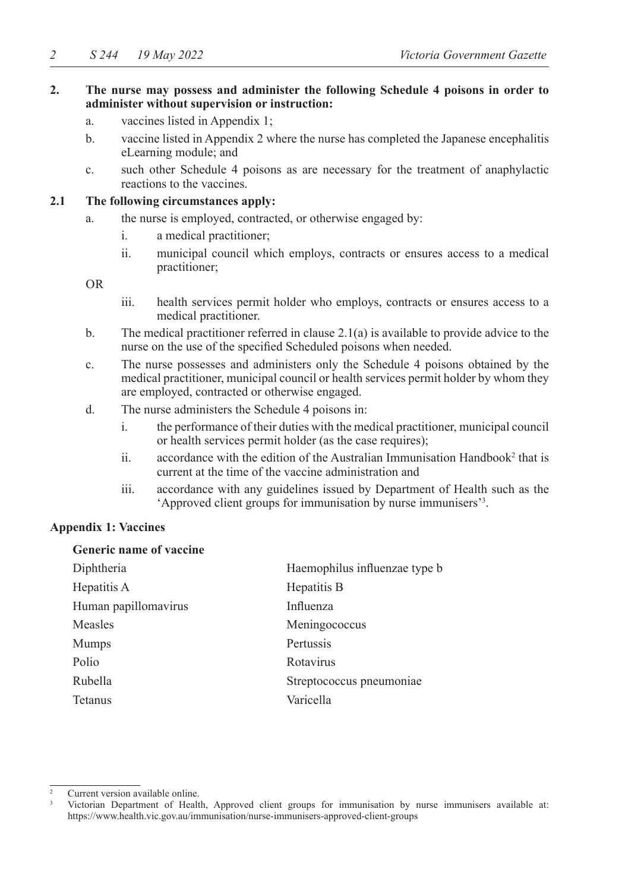**2. The nurse may possess and administer the following Schedule 4 poisons in order to administer without supervision or instruction:**

a. vaccines listed in Appendix 1;

b. vaccine listed in Appendix 2 where the nurse has completed the Japanese encephalitis eLearning module; and

c. such other Schedule 4 poisons as are necessary for the treatment of anaphylactic reactions to the vaccines.

**2.1 The following circumstances apply:**

a. the nurse is employed, contracted, or otherwise engaged by:

   i. a medical practitioner;

   ii. municipal council which employs, contracts or ensures access to a medical practitioner;

OR

   iii. health services permit holder who employs, contracts or ensures access to a medical practitioner.

b. The medical practitioner referred in clause 2.1(a) is available to provide advice to the nurse on the use of the specified Scheduled poisons when needed.

c. The nurse possesses and administers only the Schedule 4 poisons obtained by the medical practitioner, municipal council or health services permit holder by whom they are employed, contracted or otherwise engaged.

d. The nurse administers the Schedule 4 poisons in:

   i. the performance of their duties with the medical practitioner, municipal council or health services permit holder (as the case requires);

   ii. accordance with the edition of the Australian Immunisation Handbook[2] that is current at the time of the vaccine administration and

   iii. accordance with any guidelines issued by Department of Health such as the 'Approved client groups for immunisation by nurse immunisers'[3].

**Appendix 1: Vaccines**

| **Generic name of vaccine** | |
|---|---|
| Diphtheria | Haemophilus influenzae type b |
| Hepatitis A | Hepatitis B |
| Human papillomavirus | Influenza |
| Measles | Meningococcus |
| Mumps | Pertussis |
| Polio | Rotavirus |
| Rubella | Streptococcus pneumoniae |
| Tetanus | Varicella |

---

[2] Current version available online.

[3] Victorian Department of Health, Approved client groups for immunisation by nurse immunisers available at: https://www.health.vic.gov.au/immunisation/nurse-immunisers-approved-client-groups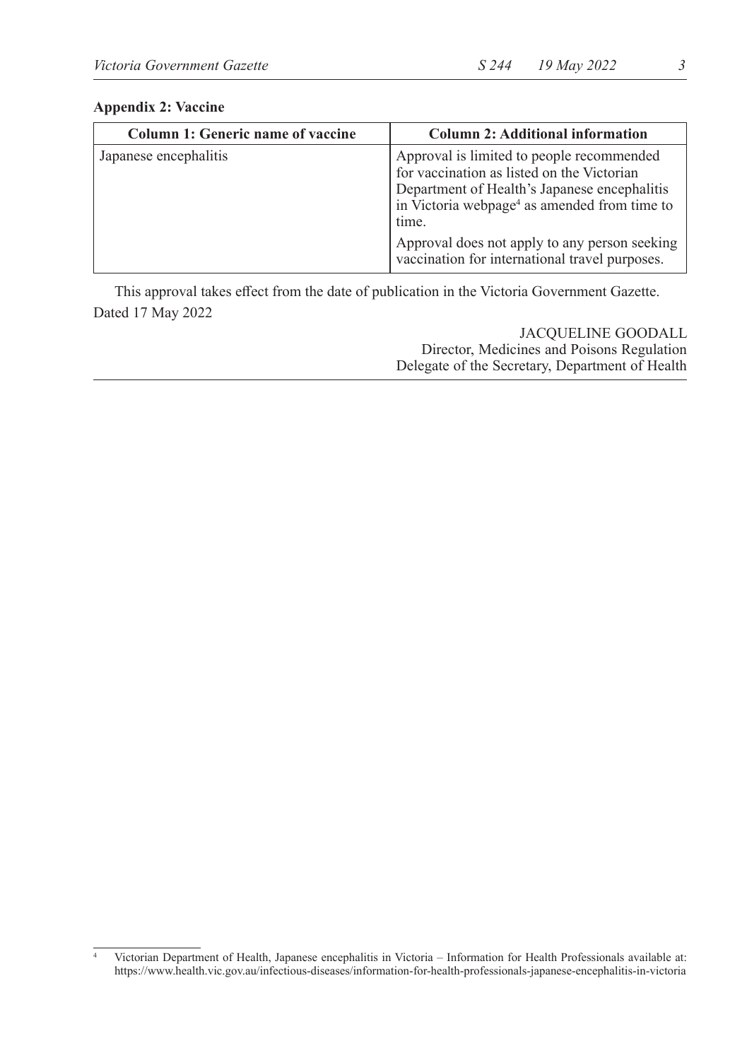**Appendix 2: Vaccine**

| Column 1: Generic name of vaccine | Column 2: Additional information |
| --- | --- |
| Japanese encephalitis | Approval is limited to people recommended for vaccination as listed on the Victorian Department of Health's Japanese encephalitis in Victoria webpage[4] as amended from time to time.<br><br>Approval does not apply to any person seeking vaccination for international travel purposes. |

This approval takes effect from the date of publication in the Victoria Government Gazette.

Dated 17 May 2022

JACQUELINE GOODALL
Director, Medicines and Poisons Regulation
Delegate of the Secretary, Department of Health

---

[4] Victorian Department of Health, Japanese encephalitis in Victoria – Information for Health Professionals available at: https://www.health.vic.gov.au/infectious-diseases/information-for-health-professionals-japanese-encephalitis-in-victoria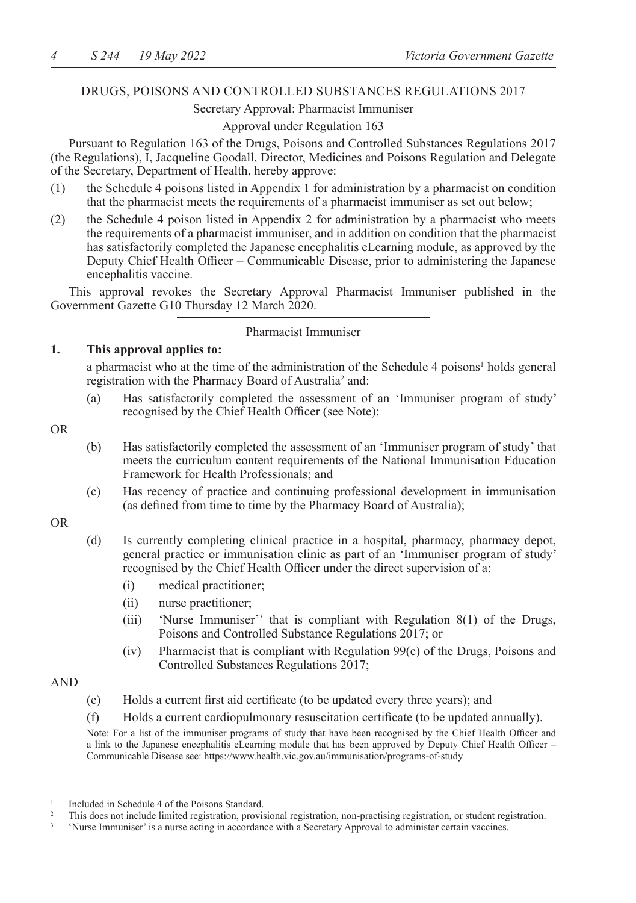DRUGS, POISONS AND CONTROLLED SUBSTANCES REGULATIONS 2017

Secretary Approval: Pharmacist Immuniser

Approval under Regulation 163

Pursuant to Regulation 163 of the Drugs, Poisons and Controlled Substances Regulations 2017 (the Regulations), I, Jacqueline Goodall, Director, Medicines and Poisons Regulation and Delegate of the Secretary, Department of Health, hereby approve:

(1) the Schedule 4 poisons listed in Appendix 1 for administration by a pharmacist on condition that the pharmacist meets the requirements of a pharmacist immuniser as set out below;

(2) the Schedule 4 poison listed in Appendix 2 for administration by a pharmacist who meets the requirements of a pharmacist immuniser, and in addition on condition that the pharmacist has satisfactorily completed the Japanese encephalitis eLearning module, as approved by the Deputy Chief Health Officer – Communicable Disease, prior to administering the Japanese encephalitis vaccine.

This approval revokes the Secretary Approval Pharmacist Immuniser published in the Government Gazette G10 Thursday 12 March 2020.

Pharmacist Immuniser

**1. This approval applies to:**

a pharmacist who at the time of the administration of the Schedule 4 poisons[1] holds general registration with the Pharmacy Board of Australia[2] and:

(a) Has satisfactorily completed the assessment of an 'Immuniser program of study' recognised by the Chief Health Officer (see Note);

OR

(b) Has satisfactorily completed the assessment of an 'Immuniser program of study' that meets the curriculum content requirements of the National Immunisation Education Framework for Health Professionals; and

(c) Has recency of practice and continuing professional development in immunisation (as defined from time to time by the Pharmacy Board of Australia);

OR

(d) Is currently completing clinical practice in a hospital, pharmacy, pharmacy depot, general practice or immunisation clinic as part of an 'Immuniser program of study' recognised by the Chief Health Officer under the direct supervision of a:

(i) medical practitioner;

(ii) nurse practitioner;

(iii) 'Nurse Immuniser'[3] that is compliant with Regulation 8(1) of the Drugs, Poisons and Controlled Substance Regulations 2017; or

(iv) Pharmacist that is compliant with Regulation 99(c) of the Drugs, Poisons and Controlled Substances Regulations 2017;

AND

(e) Holds a current first aid certificate (to be updated every three years); and

(f) Holds a current cardiopulmonary resuscitation certificate (to be updated annually).

Note: For a list of the immuniser programs of study that have been recognised by the Chief Health Officer and a link to the Japanese encephalitis eLearning module that has been approved by Deputy Chief Health Officer – Communicable Disease see: https://www.health.vic.gov.au/immunisation/programs-of-study

---

[1] Included in Schedule 4 of the Poisons Standard.

[2] This does not include limited registration, provisional registration, non-practising registration, or student registration.

[3] 'Nurse Immuniser' is a nurse acting in accordance with a Secretary Approval to administer certain vaccines.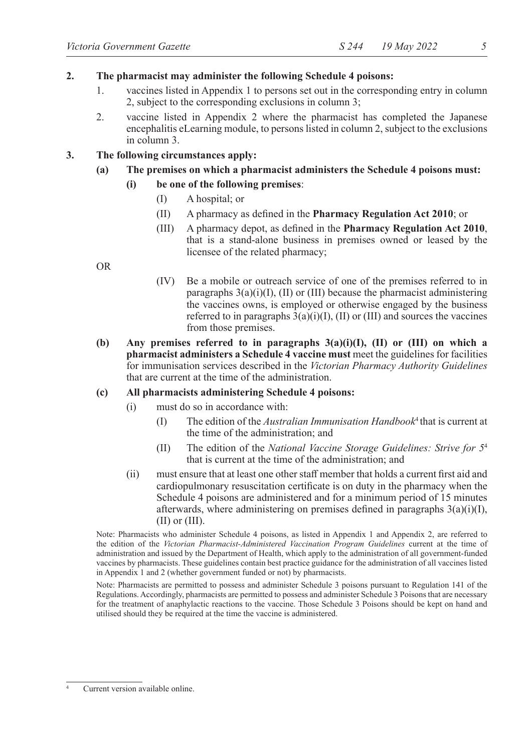**2. The pharmacist may administer the following Schedule 4 poisons:**

1. vaccines listed in Appendix 1 to persons set out in the corresponding entry in column 2, subject to the corresponding exclusions in column 3;
2. vaccine listed in Appendix 2 where the pharmacist has completed the Japanese encephalitis eLearning module, to persons listed in column 2, subject to the exclusions in column 3.

**3. The following circumstances apply:**

**(a) The premises on which a pharmacist administers the Schedule 4 poisons must:**

**(i) be one of the following premises**:

(I) A hospital; or

(II) A pharmacy as defined in the **Pharmacy Regulation Act 2010**; or

(III) A pharmacy depot, as defined in the **Pharmacy Regulation Act 2010**, that is a stand-alone business in premises owned or leased by the licensee of the related pharmacy;

OR

(IV) Be a mobile or outreach service of one of the premises referred to in paragraphs 3(a)(i)(I), (II) or (III) because the pharmacist administering the vaccines owns, is employed or otherwise engaged by the business referred to in paragraphs 3(a)(i)(I), (II) or (III) and sources the vaccines from those premises.

**(b) Any premises referred to in paragraphs 3(a)(i)(I), (II) or (III) on which a pharmacist administers a Schedule 4 vaccine must** meet the guidelines for facilities for immunisation services described in the *Victorian Pharmacy Authority Guidelines* that are current at the time of the administration.

**(c) All pharmacists administering Schedule 4 poisons:**

(i) must do so in accordance with:

(I) The edition of the *Australian Immunisation Handbook*[4] that is current at the time of the administration; and

(II) The edition of the *National Vaccine Storage Guidelines: Strive for 5*[4] that is current at the time of the administration; and

(ii) must ensure that at least one other staff member that holds a current first aid and cardiopulmonary resuscitation certificate is on duty in the pharmacy when the Schedule 4 poisons are administered and for a minimum period of 15 minutes afterwards, where administering on premises defined in paragraphs 3(a)(i)(I), (II) or (III).

Note: Pharmacists who administer Schedule 4 poisons, as listed in Appendix 1 and Appendix 2, are referred to the edition of the *Victorian Pharmacist-Administered Vaccination Program Guidelines* current at the time of administration and issued by the Department of Health, which apply to the administration of all government-funded vaccines by pharmacists. These guidelines contain best practice guidance for the administration of all vaccines listed in Appendix 1 and 2 (whether government funded or not) by pharmacists.

Note: Pharmacists are permitted to possess and administer Schedule 3 poisons pursuant to Regulation 141 of the Regulations. Accordingly, pharmacists are permitted to possess and administer Schedule 3 Poisons that are necessary for the treatment of anaphylactic reactions to the vaccine. Those Schedule 3 Poisons should be kept on hand and utilised should they be required at the time the vaccine is administered.

---

[4] Current version available online.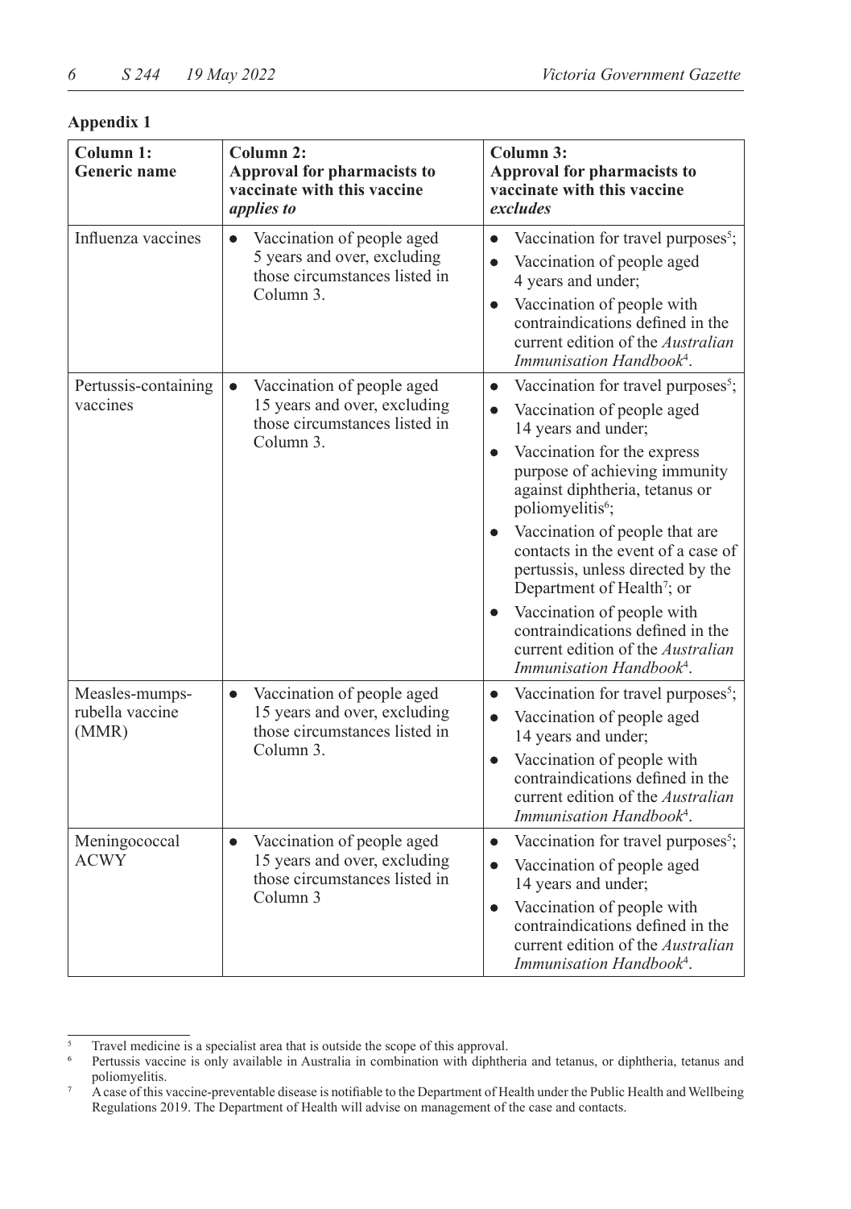**Appendix 1**

| Column 1: Generic name | Column 2: Approval for pharmacists to vaccinate with this vaccine *applies to* | Column 3: Approval for pharmacists to vaccinate with this vaccine *excludes* |
|---|---|---|
| Influenza vaccines | • Vaccination of people aged 5 years and over, excluding those circumstances listed in Column 3. | • Vaccination for travel purposes[5]; • Vaccination of people aged 4 years and under; • Vaccination of people with contraindications defined in the current edition of the *Australian Immunisation Handbook*[4]. |
| Pertussis-containing vaccines | • Vaccination of people aged 15 years and over, excluding those circumstances listed in Column 3. | • Vaccination for travel purposes[5]; • Vaccination of people aged 14 years and under; • Vaccination for the express purpose of achieving immunity against diphtheria, tetanus or poliomyelitis[6]; • Vaccination of people that are contacts in the event of a case of pertussis, unless directed by the Department of Health[7]; or • Vaccination of people with contraindications defined in the current edition of the *Australian Immunisation Handbook*[4]. |
| Measles-mumps-rubella vaccine (MMR) | • Vaccination of people aged 15 years and over, excluding those circumstances listed in Column 3. | • Vaccination for travel purposes[5]; • Vaccination of people aged 14 years and under; • Vaccination of people with contraindications defined in the current edition of the *Australian Immunisation Handbook*[4]. |
| Meningococcal ACWY | • Vaccination of people aged 15 years and over, excluding those circumstances listed in Column 3 | • Vaccination for travel purposes[5]; • Vaccination of people aged 14 years and under; • Vaccination of people with contraindications defined in the current edition of the *Australian Immunisation Handbook*[4]. |

[5] Travel medicine is a specialist area that is outside the scope of this approval.

[6] Pertussis vaccine is only available in Australia in combination with diphtheria and tetanus, or diphtheria, tetanus and poliomyelitis.

[7] A case of this vaccine-preventable disease is notifiable to the Department of Health under the Public Health and Wellbeing Regulations 2019. The Department of Health will advise on management of the case and contacts.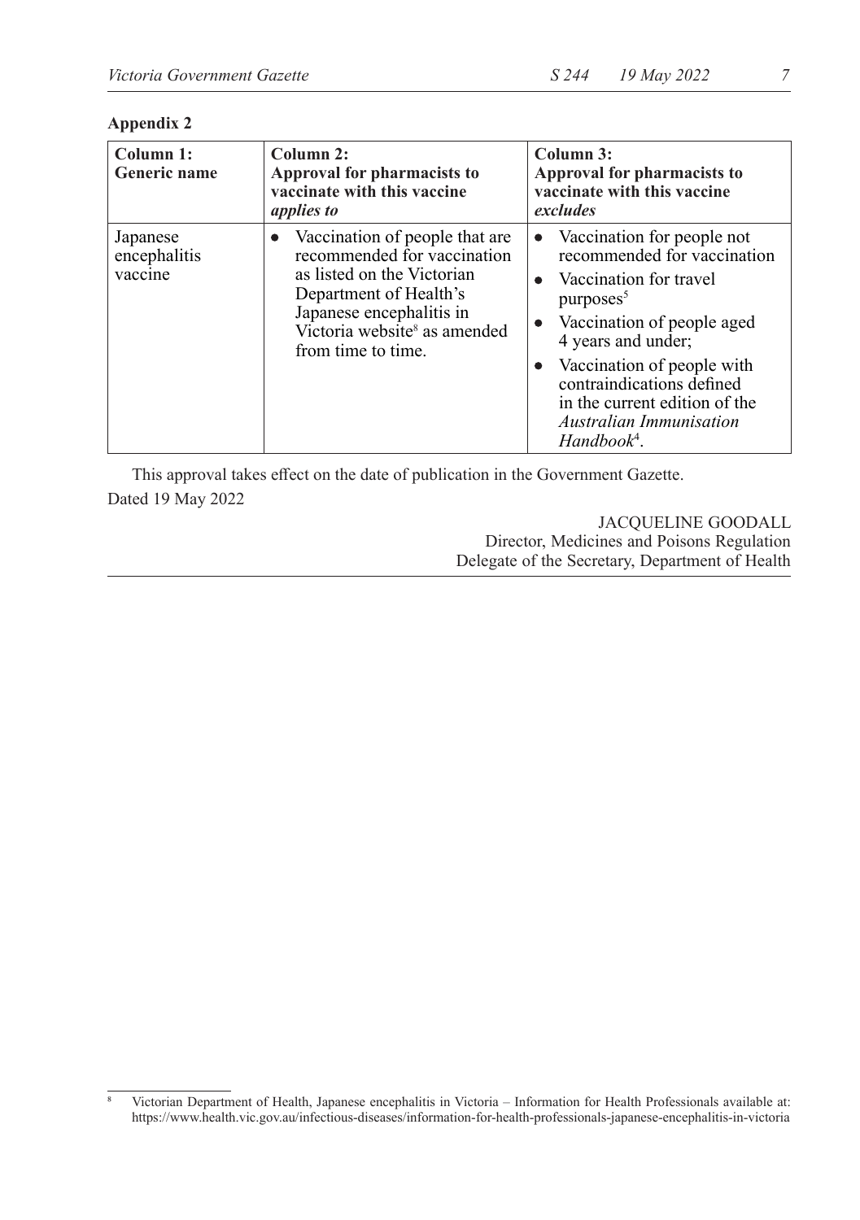**Appendix 2**

| **Column 1: Generic name** | **Column 2: Approval for pharmacists to vaccinate with this vaccine *applies to*** | **Column 3: Approval for pharmacists to vaccinate with this vaccine *excludes*** |
|---|---|---|
| Japanese encephalitis vaccine | • Vaccination of people that are recommended for vaccination as listed on the Victorian Department of Health's Japanese encephalitis in Victoria website[8] as amended from time to time. | • Vaccination for people not recommended for vaccination<br>• Vaccination for travel purposes[5]<br>• Vaccination of people aged 4 years and under;<br>• Vaccination of people with contraindications defined in the current edition of the *Australian Immunisation Handbook*[4]. |

This approval takes effect on the date of publication in the Government Gazette.

Dated 19 May 2022

JACQUELINE GOODALL
Director, Medicines and Poisons Regulation
Delegate of the Secretary, Department of Health

---

[8] Victorian Department of Health, Japanese encephalitis in Victoria – Information for Health Professionals available at: https://www.health.vic.gov.au/infectious-diseases/information-for-health-professionals-japanese-encephalitis-in-victoria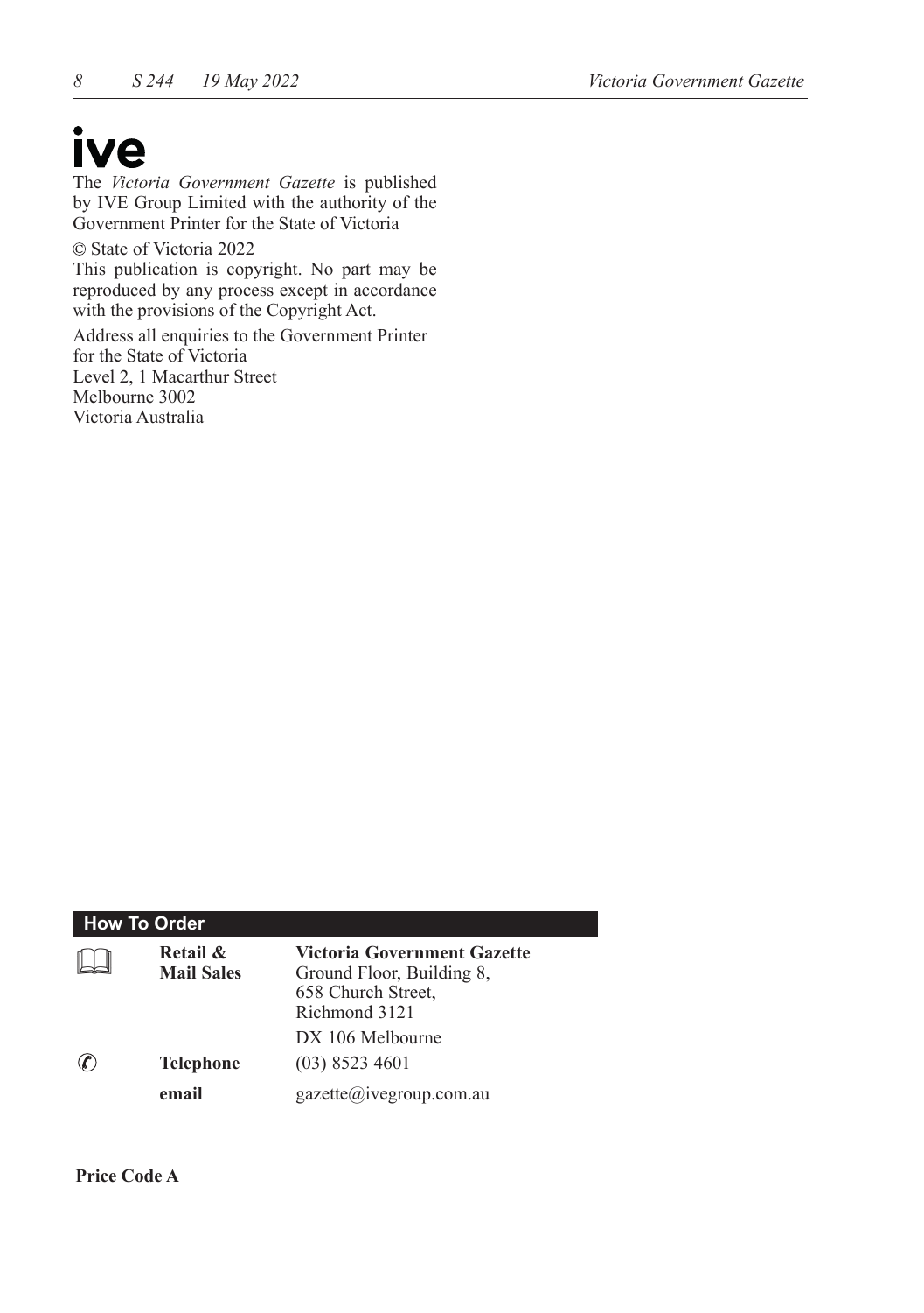ive

The *Victoria Government Gazette* is published by IVE Group Limited with the authority of the Government Printer for the State of Victoria

© State of Victoria 2022

This publication is copyright. No part may be reproduced by any process except in accordance with the provisions of the Copyright Act.

Address all enquiries to the Government Printer for the State of Victoria
Level 2, 1 Macarthur Street
Melbourne 3002
Victoria Australia

**How To Order**

| | | |
|---|---|---|
| | **Retail & Mail Sales** | **Victoria Government Gazette** Ground Floor, Building 8, 658 Church Street, Richmond 3121 |
| | | DX 106 Melbourne |
| | **Telephone** | (03) 8523 4601 |
| | **email** | gazette@ivegroup.com.au |

**Price Code A**